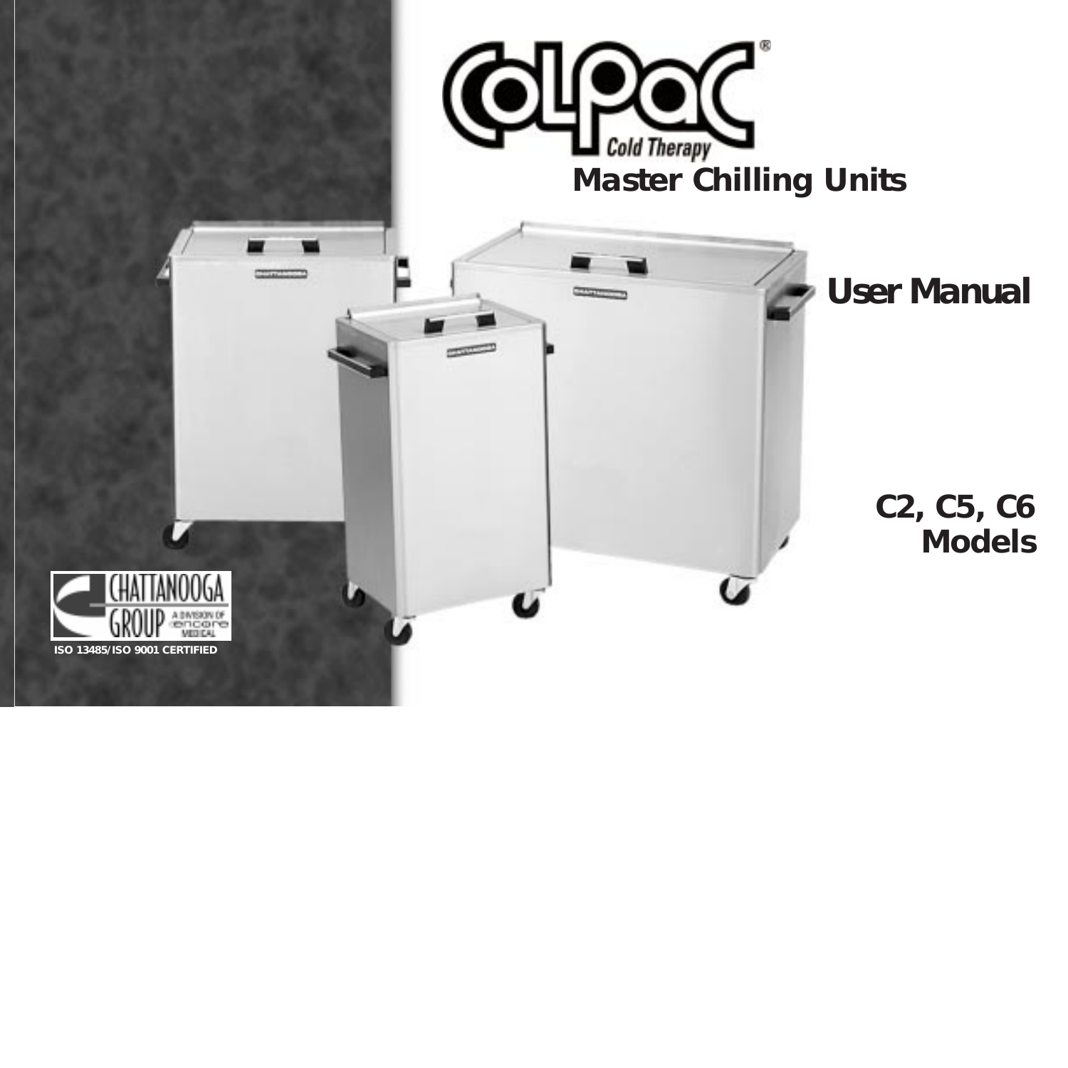# ColPaC® Cold Therapy

## Master Chilling Units

## User Manual

**C2, C5, C6 Models**

CHATTANOOGA GROUP A DIVISION OF encore MEDICAL

**ISO 13485/ISO 9001 CERTIFIED**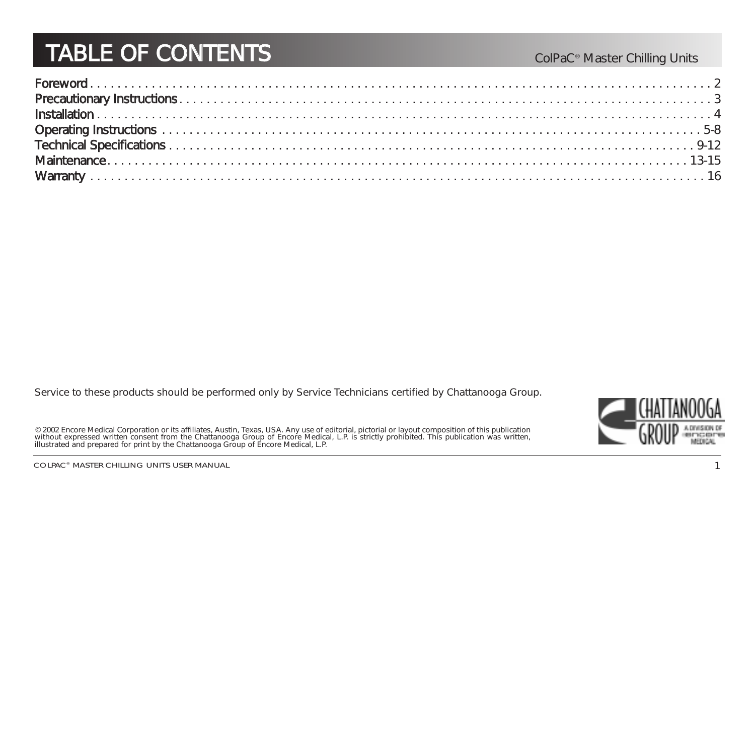# TABLE OF CONTENTS

ColPaC® Master Chilling Units

| Section | Page |
| --- | --- |
| Foreword | 2 |
| Precautionary Instructions | 3 |
| Installation | 4 |
| Operating Instructions | 5-8 |
| Technical Specifications | 9-12 |
| Maintenance | 13-15 |
| Warranty | 16 |

*Service to these products should be performed only by Service Technicians certified by Chattanooga Group.*

*© 2002 Encore Medical Corporation or its affiliates, Austin, Texas, USA. Any use of editorial, pictorial or layout composition of this publication without expressed written consent from the Chattanooga Group of Encore Medical, L.P. is strictly prohibited. This publication was written, illustrated and prepared for print by the Chattanooga Group of Encore Medical, L.P.*

CHATTANOOGA GROUP A DIVISION OF encore MEDICAL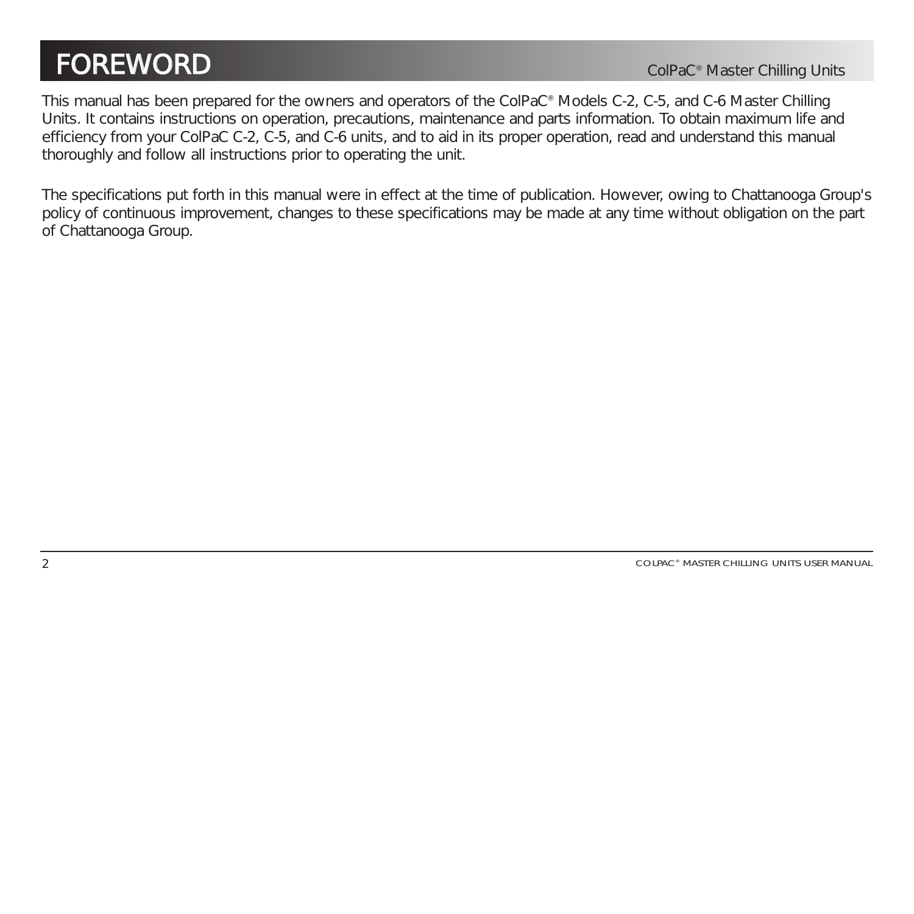# FOREWORD

This manual has been prepared for the owners and operators of the ColPaC® Models C-2, C-5, and C-6 Master Chilling Units. It contains instructions on operation, precautions, maintenance and parts information. To obtain maximum life and efficiency from your ColPaC C-2, C-5, and C-6 units, and to aid in its proper operation, read and understand this manual thoroughly and follow all instructions prior to operating the unit.

The specifications put forth in this manual were in effect at the time of publication. However, owing to Chattanooga Group's policy of continuous improvement, changes to these specifications may be made at any time without obligation on the part of Chattanooga Group.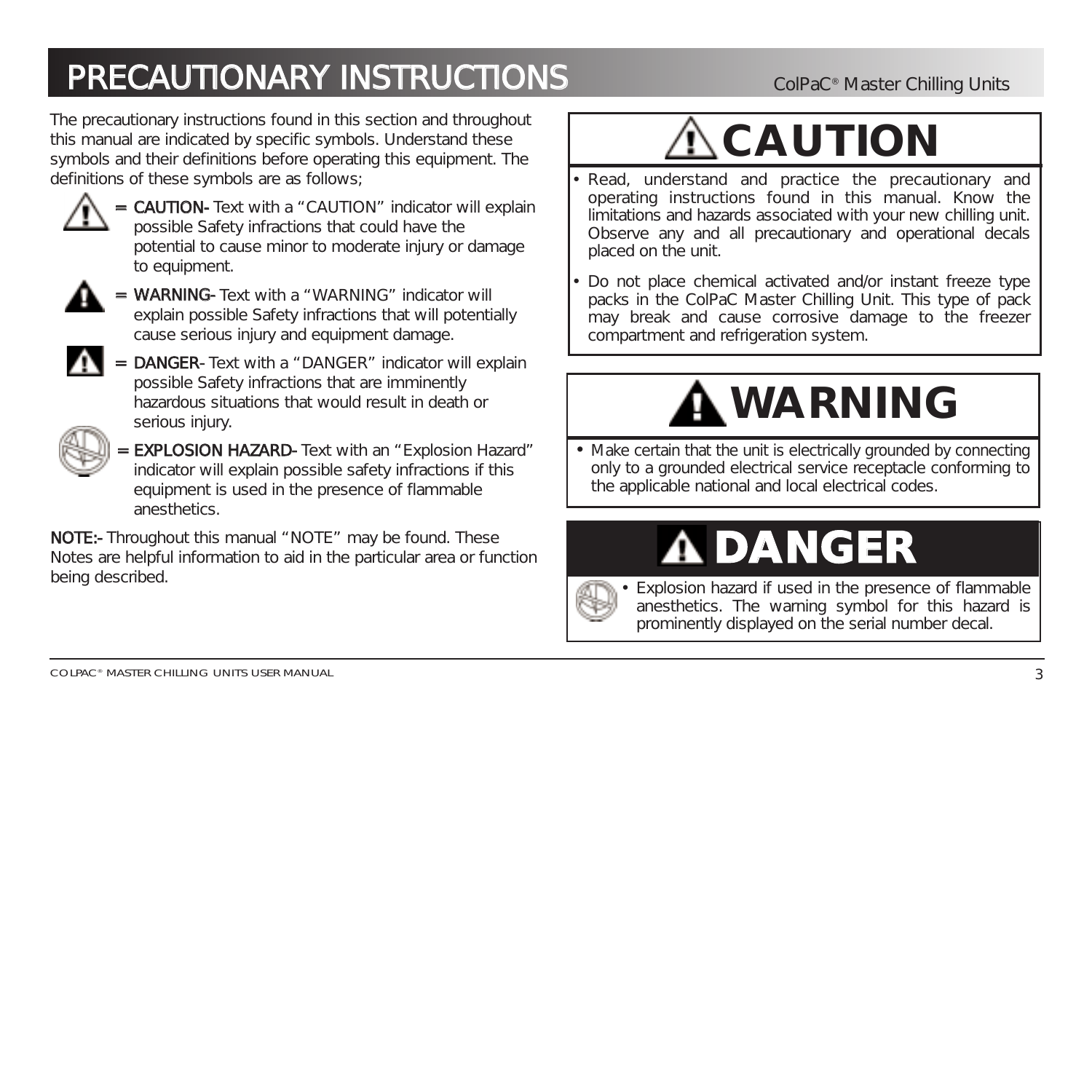# PRECAUTIONARY INSTRUCTIONS

The precautionary instructions found in this section and throughout this manual are indicated by specific symbols. Understand these symbols and their definitions before operating this equipment. The definitions of these symbols are as follows;

= **CAUTION-** Text with a "CAUTION" indicator will explain possible Safety infractions that could have the potential to cause minor to moderate injury or damage to equipment.

= **WARNING-** Text with a "WARNING" indicator will explain possible Safety infractions that will potentially cause serious injury and equipment damage.

= **DANGER-** Text with a "DANGER" indicator will explain possible Safety infractions that are imminently hazardous situations that would result in death or serious injury.

= **EXPLOSION HAZARD-** Text with an "Explosion Hazard" indicator will explain possible safety infractions if this equipment is used in the presence of flammable anesthetics.

**NOTE:-** Throughout this manual "NOTE" may be found. These Notes are helpful information to aid in the particular area or function being described.

## CAUTION

- Read, understand and practice the precautionary and operating instructions found in this manual. Know the limitations and hazards associated with your new chilling unit. Observe any and all precautionary and operational decals placed on the unit.
- Do not place chemical activated and/or instant freeze type packs in the ColPaC Master Chilling Unit. This type of pack may break and cause corrosive damage to the freezer compartment and refrigeration system.

## WARNING

- Make certain that the unit is electrically grounded by connecting only to a grounded electrical service receptacle conforming to the applicable national and local electrical codes.

## DANGER

- Explosion hazard if used in the presence of flammable anesthetics. The warning symbol for this hazard is prominently displayed on the serial number decal.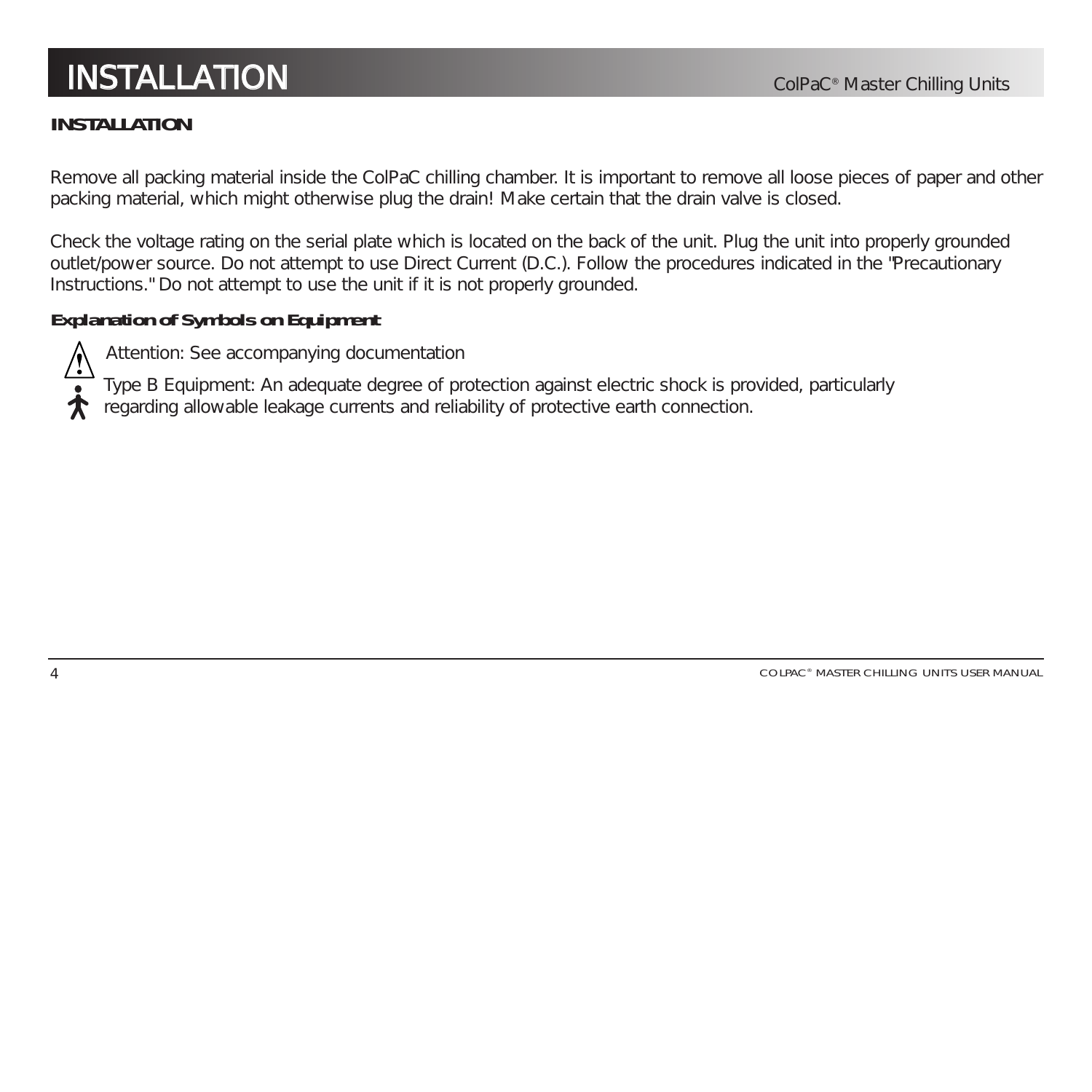# INSTALLATION

## INSTALLATION

Remove all packing material inside the ColPaC chilling chamber. It is important to remove all loose pieces of paper and other packing material, which might otherwise plug the drain! Make certain that the drain valve is closed.

Check the voltage rating on the serial plate which is located on the back of the unit. Plug the unit into properly grounded outlet/power source. Do not attempt to use Direct Current (D.C.). Follow the procedures indicated in the "Precautionary Instructions." Do not attempt to use the unit if it is not properly grounded.

### Explanation of Symbols on Equipment

Attention: See accompanying documentation

Type B Equipment: An adequate degree of protection against electric shock is provided, particularly regarding allowable leakage currents and reliability of protective earth connection.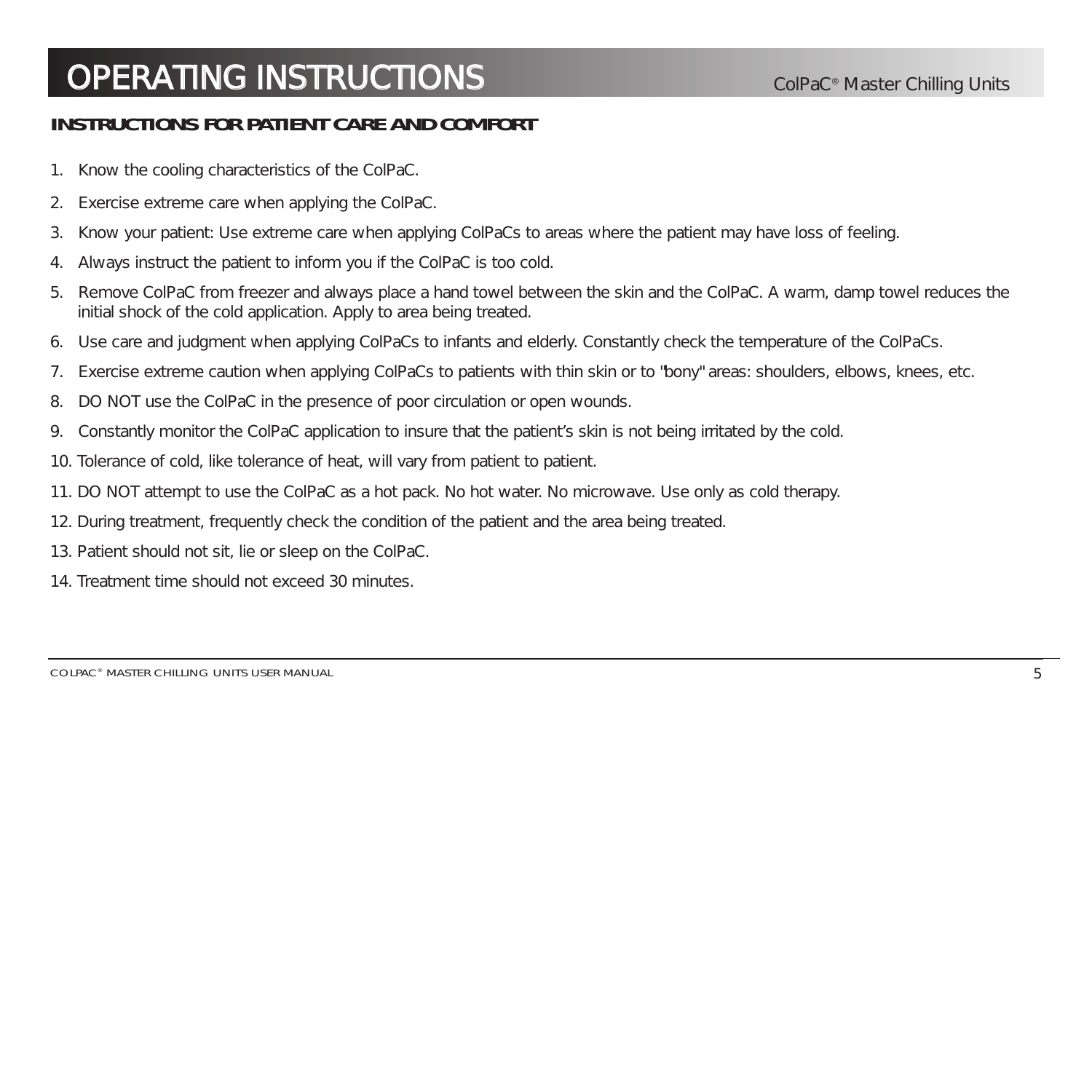# OPERATING INSTRUCTIONS

## INSTRUCTIONS FOR PATIENT CARE AND COMFORT

1. Know the cooling characteristics of the ColPaC.
2. Exercise extreme care when applying the ColPaC.
3. Know your patient: Use extreme care when applying ColPaCs to areas where the patient may have loss of feeling.
4. Always instruct the patient to inform you if the ColPaC is too cold.
5. Remove ColPaC from freezer and always place a hand towel between the skin and the ColPaC. A warm, damp towel reduces the initial shock of the cold application. Apply to area being treated.
6. Use care and judgment when applying ColPaCs to infants and elderly. Constantly check the temperature of the ColPaCs.
7. Exercise extreme caution when applying ColPaCs to patients with thin skin or to "bony" areas: shoulders, elbows, knees, etc.
8. DO NOT use the ColPaC in the presence of poor circulation or open wounds.
9. Constantly monitor the ColPaC application to insure that the patient's skin is not being irritated by the cold.
10. Tolerance of cold, like tolerance of heat, will vary from patient to patient.
11. DO NOT attempt to use the ColPaC as a hot pack. No hot water. No microwave. Use only as cold therapy.
12. During treatment, frequently check the condition of the patient and the area being treated.
13. Patient should not sit, lie or sleep on the ColPaC.
14. Treatment time should not exceed 30 minutes.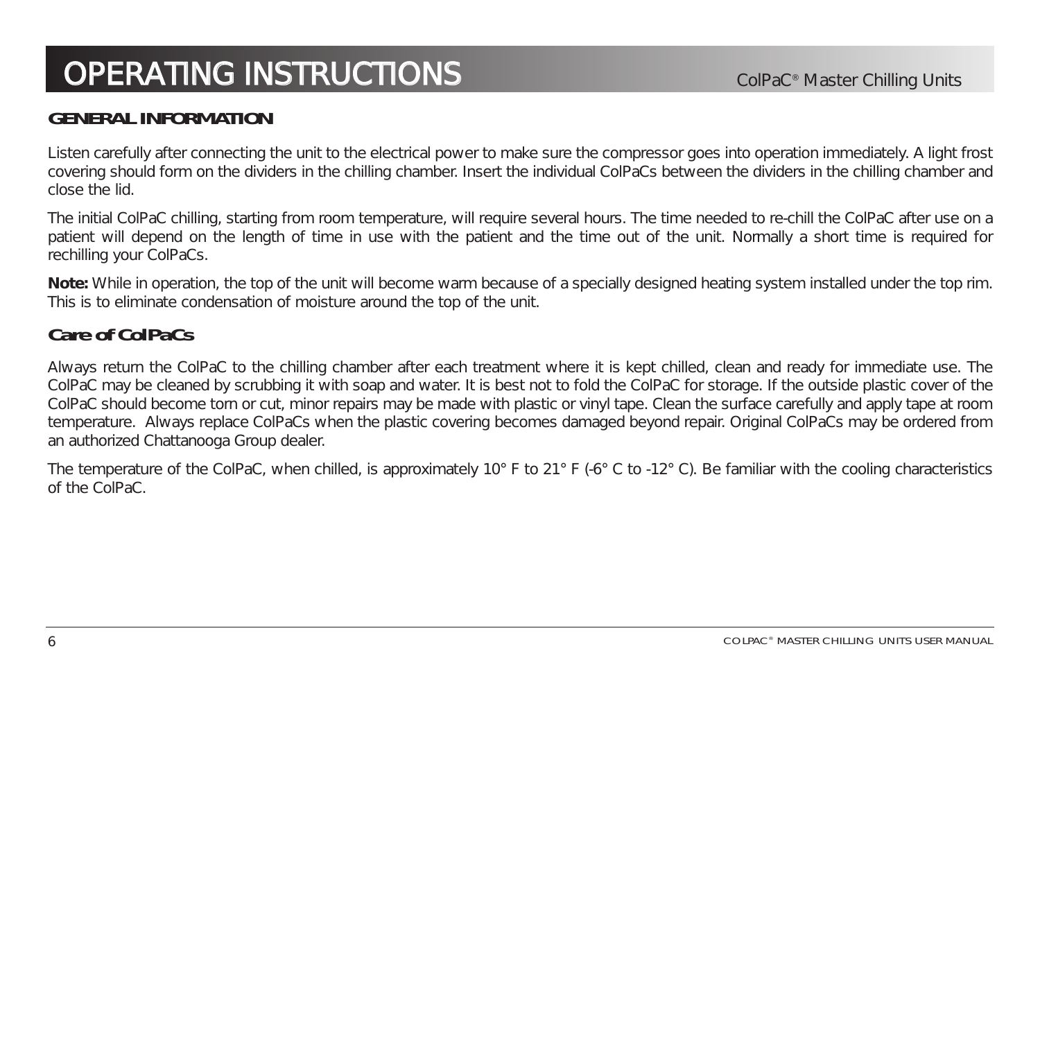# OPERATING INSTRUCTIONS

## GENERAL INFORMATION

Listen carefully after connecting the unit to the electrical power to make sure the compressor goes into operation immediately. A light frost covering should form on the dividers in the chilling chamber. Insert the individual ColPaCs between the dividers in the chilling chamber and close the lid.

The initial ColPaC chilling, starting from room temperature, will require several hours. The time needed to re-chill the ColPaC after use on a patient will depend on the length of time in use with the patient and the time out of the unit. Normally a short time is required for rechilling your ColPaCs.

**Note:** While in operation, the top of the unit will become warm because of a specially designed heating system installed under the top rim. This is to eliminate condensation of moisture around the top of the unit.

## Care of ColPaCs

Always return the ColPaC to the chilling chamber after each treatment where it is kept chilled, clean and ready for immediate use. The ColPaC may be cleaned by scrubbing it with soap and water. It is best not to fold the ColPaC for storage. If the outside plastic cover of the ColPaC should become torn or cut, minor repairs may be made with plastic or vinyl tape. Clean the surface carefully and apply tape at room temperature. Always replace ColPaCs when the plastic covering becomes damaged beyond repair. Original ColPaCs may be ordered from an authorized Chattanooga Group dealer.

The temperature of the ColPaC, when chilled, is approximately 10° F to 21° F (-6° C to -12° C). Be familiar with the cooling characteristics of the ColPaC.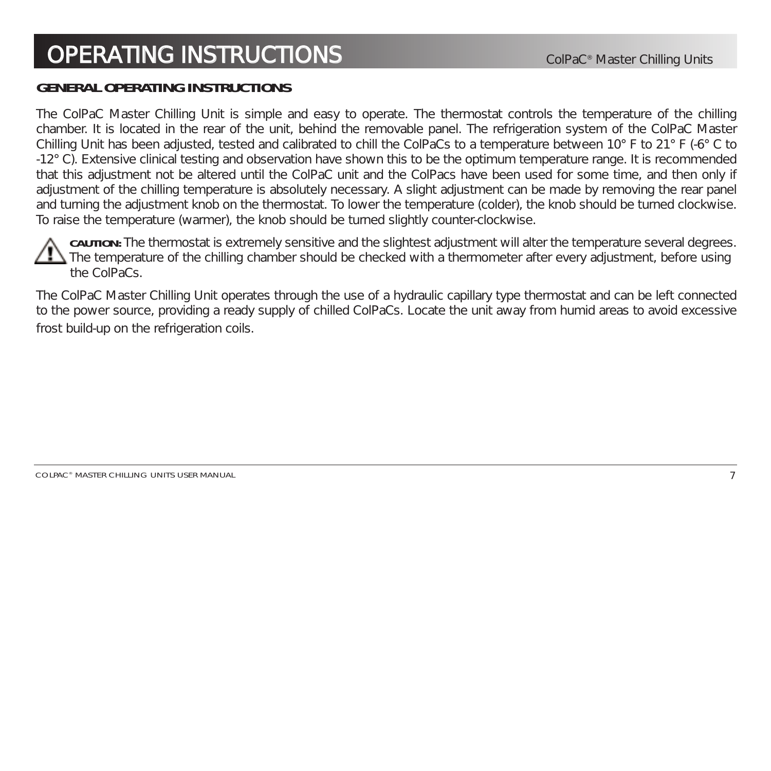# OPERATING INSTRUCTIONS

## GENERAL OPERATING INSTRUCTIONS

The ColPaC Master Chilling Unit is simple and easy to operate. The thermostat controls the temperature of the chilling chamber. It is located in the rear of the unit, behind the removable panel. The refrigeration system of the ColPaC Master Chilling Unit has been adjusted, tested and calibrated to chill the ColPaCs to a temperature between 10° F to 21° F (-6° C to -12° C). Extensive clinical testing and observation have shown this to be the optimum temperature range. It is recommended that this adjustment not be altered until the ColPaC unit and the ColPacs have been used for some time, and then only if adjustment of the chilling temperature is absolutely necessary. A slight adjustment can be made by removing the rear panel and turning the adjustment knob on the thermostat. To lower the temperature (colder), the knob should be turned clockwise. To raise the temperature (warmer), the knob should be turned slightly counter-clockwise.

**CAUTION:** The thermostat is extremely sensitive and the slightest adjustment will alter the temperature several degrees. The temperature of the chilling chamber should be checked with a thermometer after every adjustment, before using the ColPaCs.

The ColPaC Master Chilling Unit operates through the use of a hydraulic capillary type thermostat and can be left connected to the power source, providing a ready supply of chilled ColPaCs. Locate the unit away from humid areas to avoid excessive frost build-up on the refrigeration coils.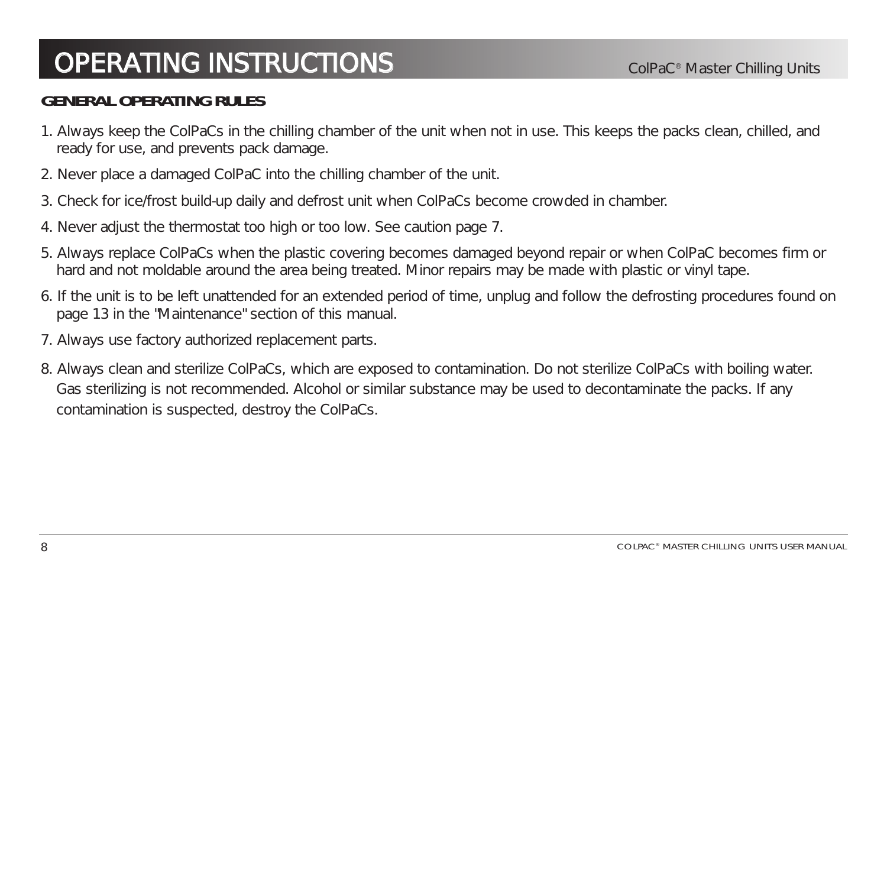# OPERATING INSTRUCTIONS

**GENERAL OPERATING RULES**

1. Always keep the ColPaCs in the chilling chamber of the unit when not in use. This keeps the packs clean, chilled, and ready for use, and prevents pack damage.
2. Never place a damaged ColPaC into the chilling chamber of the unit.
3. Check for ice/frost build-up daily and defrost unit when ColPaCs become crowded in chamber.
4. Never adjust the thermostat too high or too low. See caution page 7.
5. Always replace ColPaCs when the plastic covering becomes damaged beyond repair or when ColPaC becomes firm or hard and not moldable around the area being treated. Minor repairs may be made with plastic or vinyl tape.
6. If the unit is to be left unattended for an extended period of time, unplug and follow the defrosting procedures found on page 13 in the "Maintenance" section of this manual.
7. Always use factory authorized replacement parts.
8. Always clean and sterilize ColPaCs, which are exposed to contamination. Do not sterilize ColPaCs with boiling water. Gas sterilizing is not recommended. Alcohol or similar substance may be used to decontaminate the packs. If any contamination is suspected, destroy the ColPaCs.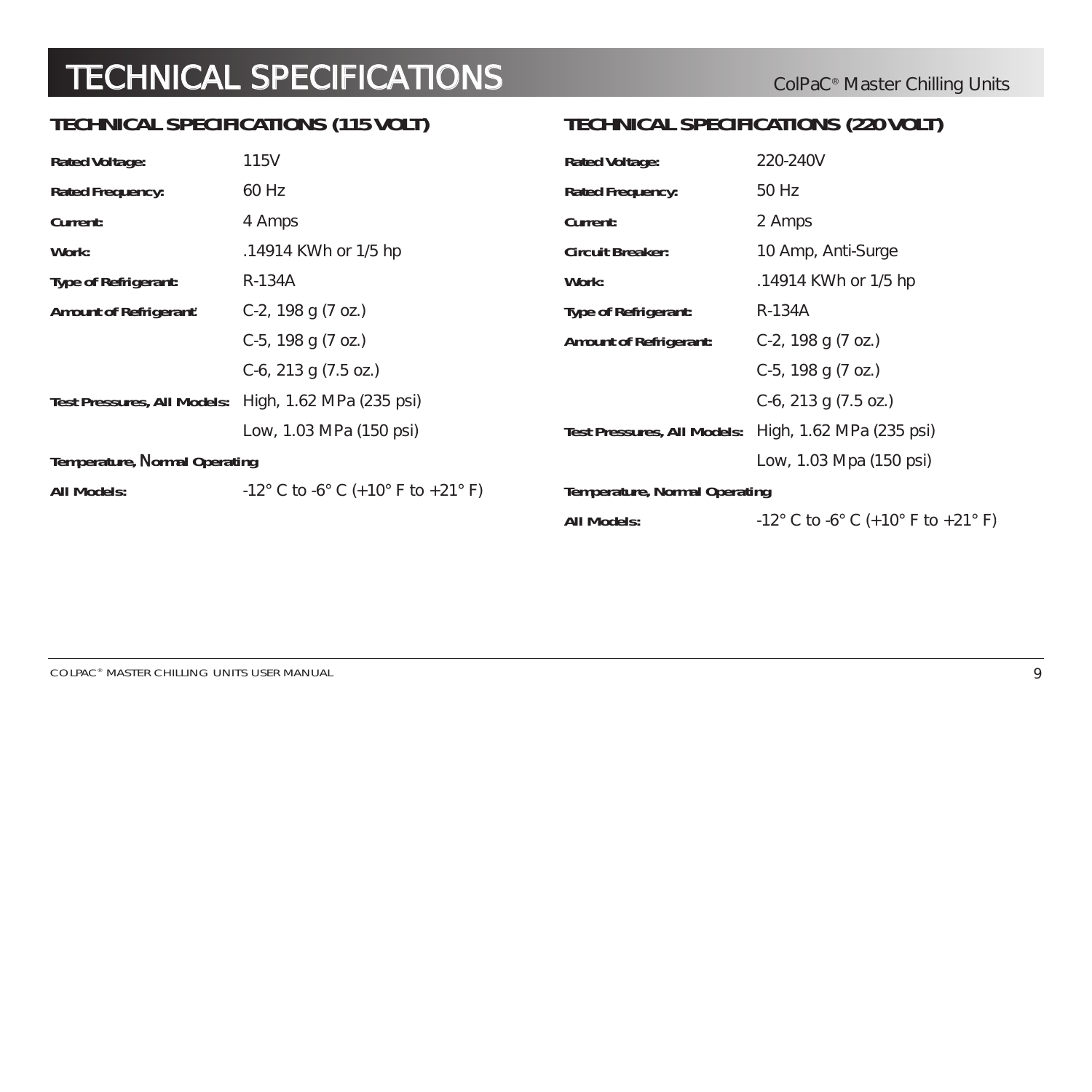# TECHNICAL SPECIFICATIONS

## TECHNICAL SPECIFICATIONS (115 VOLT)

| | |
|---|---|
| **Rated Voltage:** | 115V |
| **Rated Frequency:** | 60 Hz |
| **Current:** | 4 Amps |
| **Work:** | .14914 KWh or 1/5 hp |
| **Type of Refrigerant:** | R-134A |
| **Amount of Refrigerant:** | C-2, 198 g (7 oz.) |
| | C-5, 198 g (7 oz.) |
| | C-6, 213 g (7.5 oz.) |
| **Test Pressures, All Models:** | High, 1.62 MPa (235 psi) |
| | Low, 1.03 MPa (150 psi) |
| **Temperature, Normal Operating** | |
| **All Models:** | -12° C to -6° C (+10° F to +21° F) |

## TECHNICAL SPECIFICATIONS (220 VOLT)

| | |
|---|---|
| **Rated Voltage:** | 220-240V |
| **Rated Frequency:** | 50 Hz |
| **Current:** | 2 Amps |
| **Circuit Breaker:** | 10 Amp, Anti-Surge |
| **Work:** | .14914 KWh or 1/5 hp |
| **Type of Refrigerant:** | R-134A |
| **Amount of Refrigerant:** | C-2, 198 g (7 oz.) |
| | C-5, 198 g (7 oz.) |
| | C-6, 213 g (7.5 oz.) |
| **Test Pressures, All Models:** | High, 1.62 MPa (235 psi) |
| | Low, 1.03 Mpa (150 psi) |
| **Temperature, Normal Operating** | |
| **All Models:** | -12° C to -6° C (+10° F to +21° F) |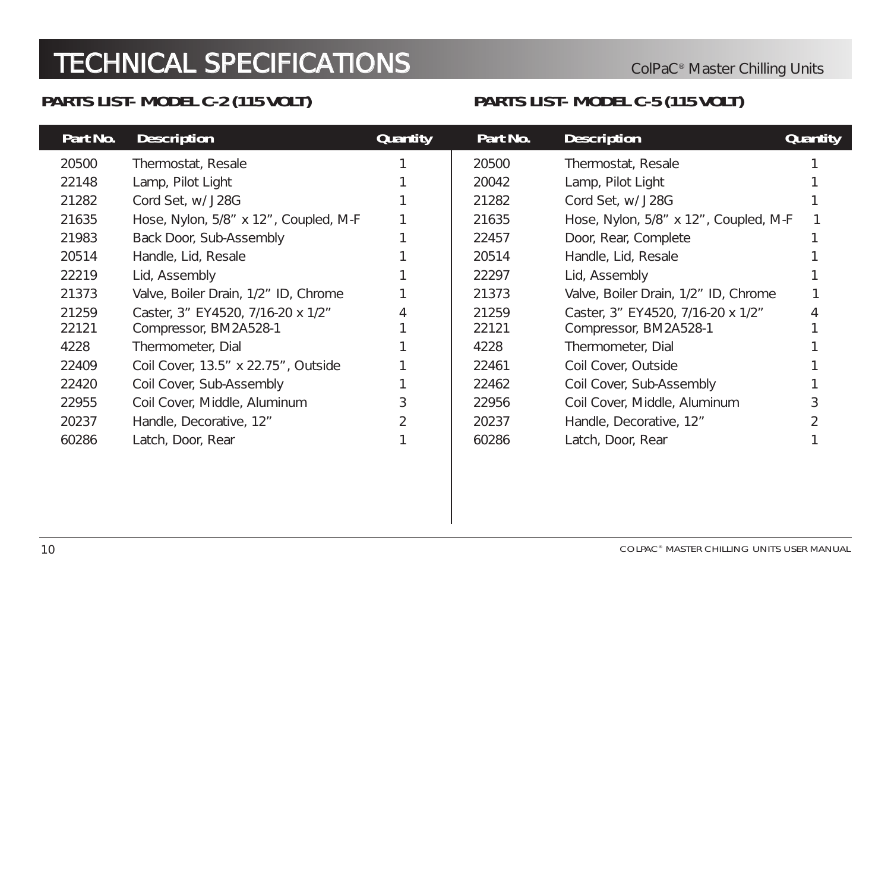# TECHNICAL SPECIFICATIONS

## PARTS LIST- MODEL C-2 (115 VOLT)

| Part No. | Description | Quantity |
|---|---|---|
| 20500 | Thermostat, Resale | 1 |
| 22148 | Lamp, Pilot Light | 1 |
| 21282 | Cord Set, w/ J28G | 1 |
| 21635 | Hose, Nylon, 5/8" x 12", Coupled, M-F | 1 |
| 21983 | Back Door, Sub-Assembly | 1 |
| 20514 | Handle, Lid, Resale | 1 |
| 22219 | Lid, Assembly | 1 |
| 21373 | Valve, Boiler Drain, 1/2" ID, Chrome | 1 |
| 21259 | Caster, 3" EY4520, 7/16-20 x 1/2" | 4 |
| 22121 | Compressor, BM2A528-1 | 1 |
| 4228 | Thermometer, Dial | 1 |
| 22409 | Coil Cover, 13.5" x 22.75", Outside | 1 |
| 22420 | Coil Cover, Sub-Assembly | 1 |
| 22955 | Coil Cover, Middle, Aluminum | 3 |
| 20237 | Handle, Decorative, 12" | 2 |
| 60286 | Latch, Door, Rear | 1 |

## PARTS LIST- MODEL C-5 (115 VOLT)

| Part No. | Description | Quantity |
|---|---|---|
| 20500 | Thermostat, Resale | 1 |
| 20042 | Lamp, Pilot Light | 1 |
| 21282 | Cord Set, w/ J28G | 1 |
| 21635 | Hose, Nylon, 5/8" x 12", Coupled, M-F | 1 |
| 22457 | Door, Rear, Complete | 1 |
| 20514 | Handle, Lid, Resale | 1 |
| 22297 | Lid, Assembly | 1 |
| 21373 | Valve, Boiler Drain, 1/2" ID, Chrome | 1 |
| 21259 | Caster, 3" EY4520, 7/16-20 x 1/2" | 4 |
| 22121 | Compressor, BM2A528-1 | 1 |
| 4228 | Thermometer, Dial | 1 |
| 22461 | Coil Cover, Outside | 1 |
| 22462 | Coil Cover, Sub-Assembly | 1 |
| 22956 | Coil Cover, Middle, Aluminum | 3 |
| 20237 | Handle, Decorative, 12" | 2 |
| 60286 | Latch, Door, Rear | 1 |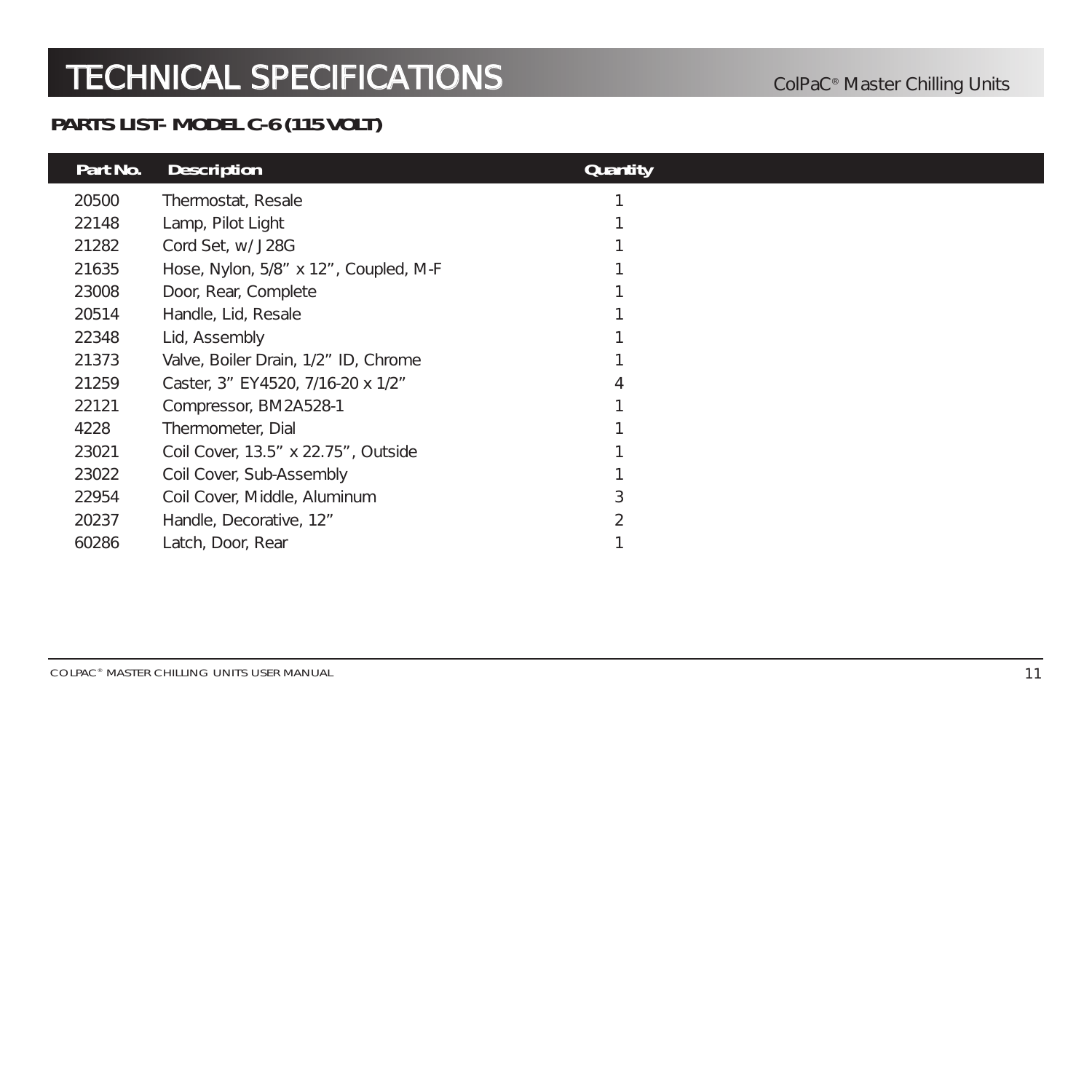### PARTS LIST- MODEL C-6 (115 VOLT)

| Part No. | Description | Quantity |
| --- | --- | --- |
| 20500 | Thermostat, Resale | 1 |
| 22148 | Lamp, Pilot Light | 1 |
| 21282 | Cord Set, w/ J28G | 1 |
| 21635 | Hose, Nylon, 5/8” x 12”, Coupled, M-F | 1 |
| 23008 | Door, Rear, Complete | 1 |
| 20514 | Handle, Lid, Resale | 1 |
| 22348 | Lid, Assembly | 1 |
| 21373 | Valve, Boiler Drain, 1/2” ID, Chrome | 1 |
| 21259 | Caster, 3” EY4520, 7/16-20 x 1/2” | 4 |
| 22121 | Compressor, BM2A528-1 | 1 |
| 4228 | Thermometer, Dial | 1 |
| 23021 | Coil Cover, 13.5” x 22.75”, Outside | 1 |
| 23022 | Coil Cover, Sub-Assembly | 1 |
| 22954 | Coil Cover, Middle, Aluminum | 3 |
| 20237 | Handle, Decorative, 12” | 2 |
| 60286 | Latch, Door, Rear | 1 |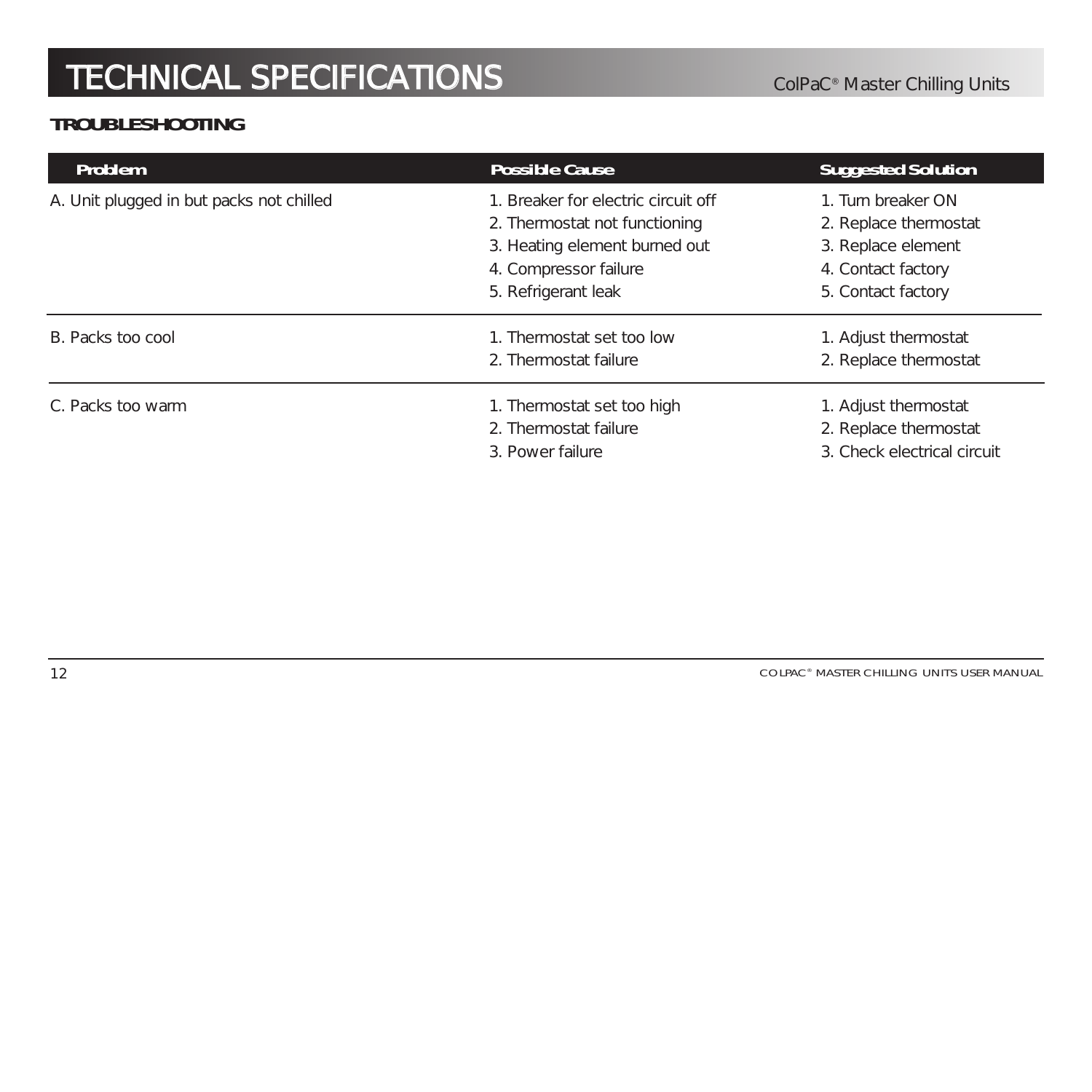# TECHNICAL SPECIFICATIONS

## TROUBLESHOOTING

| Problem | Possible Cause | Suggested Solution |
|---|---|---|
| A. Unit plugged in but packs not chilled | 1. Breaker for electric circuit off<br>2. Thermostat not functioning<br>3. Heating element burned out<br>4. Compressor failure<br>5. Refrigerant leak | 1. Turn breaker ON<br>2. Replace thermostat<br>3. Replace element<br>4. Contact factory<br>5. Contact factory |
| B. Packs too cool | 1. Thermostat set too low<br>2. Thermostat failure | 1. Adjust thermostat<br>2. Replace thermostat |
| C. Packs too warm | 1. Thermostat set too high<br>2. Thermostat failure<br>3. Power failure | 1. Adjust thermostat<br>2. Replace thermostat<br>3. Check electrical circuit |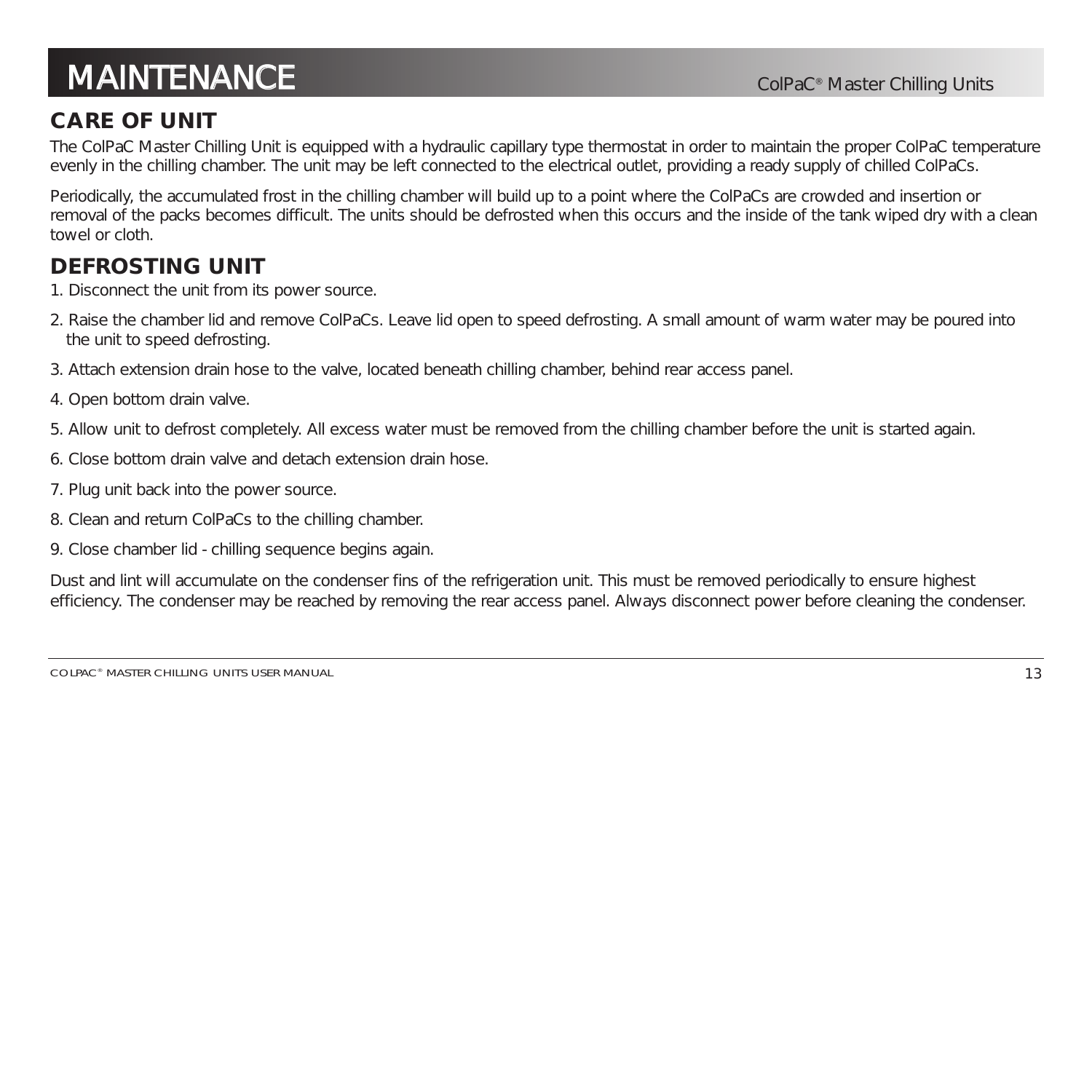# MAINTENANCE

## CARE OF UNIT

The ColPaC Master Chilling Unit is equipped with a hydraulic capillary type thermostat in order to maintain the proper ColPaC temperature evenly in the chilling chamber. The unit may be left connected to the electrical outlet, providing a ready supply of chilled ColPaCs.

Periodically, the accumulated frost in the chilling chamber will build up to a point where the ColPaCs are crowded and insertion or removal of the packs becomes difficult. The units should be defrosted when this occurs and the inside of the tank wiped dry with a clean towel or cloth.

## DEFROSTING UNIT

1. Disconnect the unit from its power source.
2. Raise the chamber lid and remove ColPaCs. Leave lid open to speed defrosting. A small amount of warm water may be poured into the unit to speed defrosting.
3. Attach extension drain hose to the valve, located beneath chilling chamber, behind rear access panel.
4. Open bottom drain valve.
5. Allow unit to defrost completely. All excess water must be removed from the chilling chamber before the unit is started again.
6. Close bottom drain valve and detach extension drain hose.
7. Plug unit back into the power source.
8. Clean and return ColPaCs to the chilling chamber.
9. Close chamber lid - chilling sequence begins again.

Dust and lint will accumulate on the condenser fins of the refrigeration unit. This must be removed periodically to ensure highest efficiency. The condenser may be reached by removing the rear access panel. Always disconnect power before cleaning the condenser.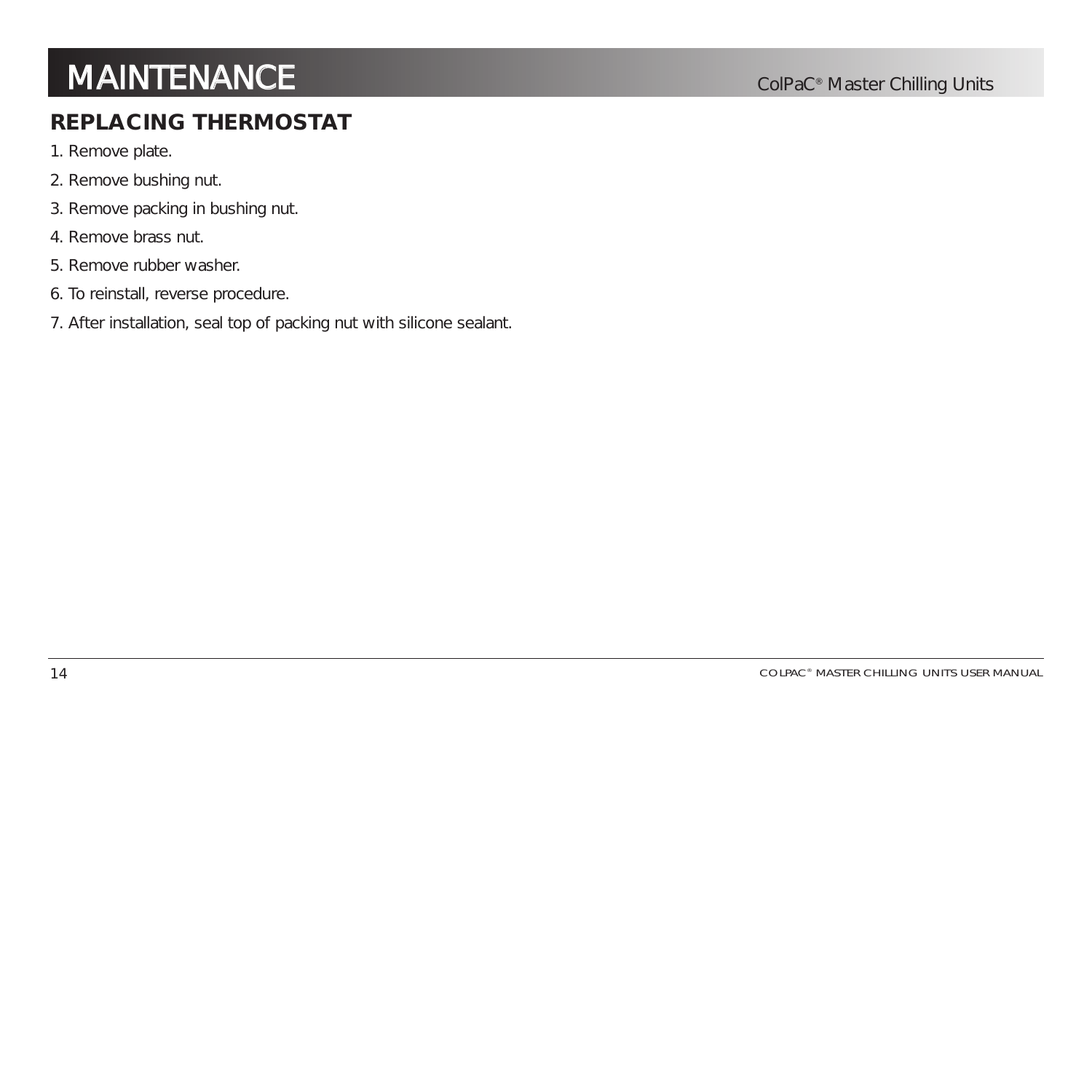# MAINTENANCE

## REPLACING THERMOSTAT

1. Remove plate.
2. Remove bushing nut.
3. Remove packing in bushing nut.
4. Remove brass nut.
5. Remove rubber washer.
6. To reinstall, reverse procedure.
7. After installation, seal top of packing nut with silicone sealant.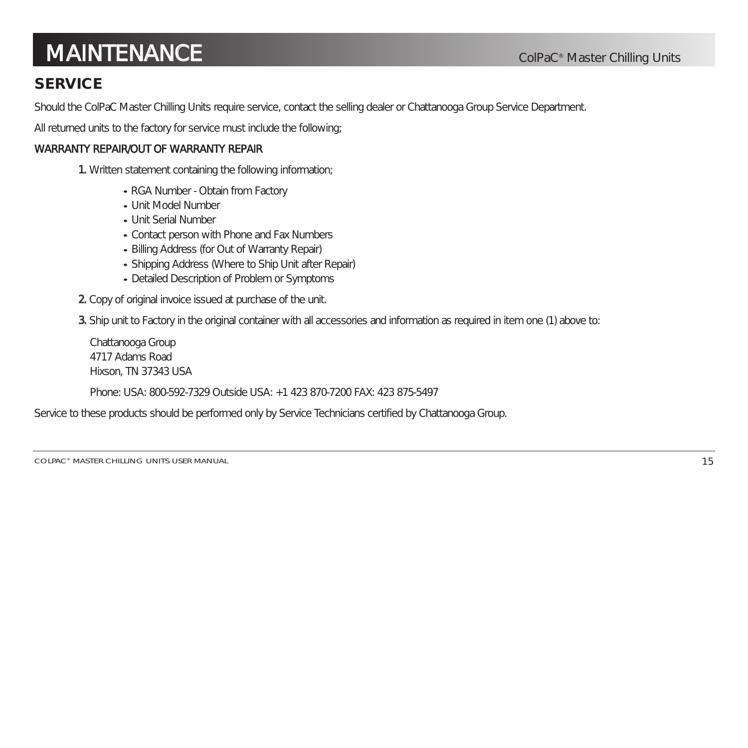# MAINTENANCE

## SERVICE

Should the ColPaC Master Chilling Units require service, contact the selling dealer or Chattanooga Group Service Department.

All returned units to the factory for service must include the following;

### WARRANTY REPAIR/OUT OF WARRANTY REPAIR

1. Written statement containing the following information;
   - RGA Number - Obtain from Factory
   - Unit Model Number
   - Unit Serial Number
   - Contact person with Phone and Fax Numbers
   - Billing Address (for Out of Warranty Repair)
   - Shipping Address (Where to Ship Unit after Repair)
   - Detailed Description of Problem or Symptoms
2. Copy of original invoice issued at purchase of the unit.
3. Ship unit to Factory in the original container with all accessories and information as required in item one (1) above to:

   Chattanooga Group
   4717 Adams Road
   Hixson, TN 37343 USA

   Phone: USA: 800-592-7329 Outside USA: +1 423 870-7200 FAX: 423 875-5497

Service to these products should be performed only by Service Technicians certified by Chattanooga Group.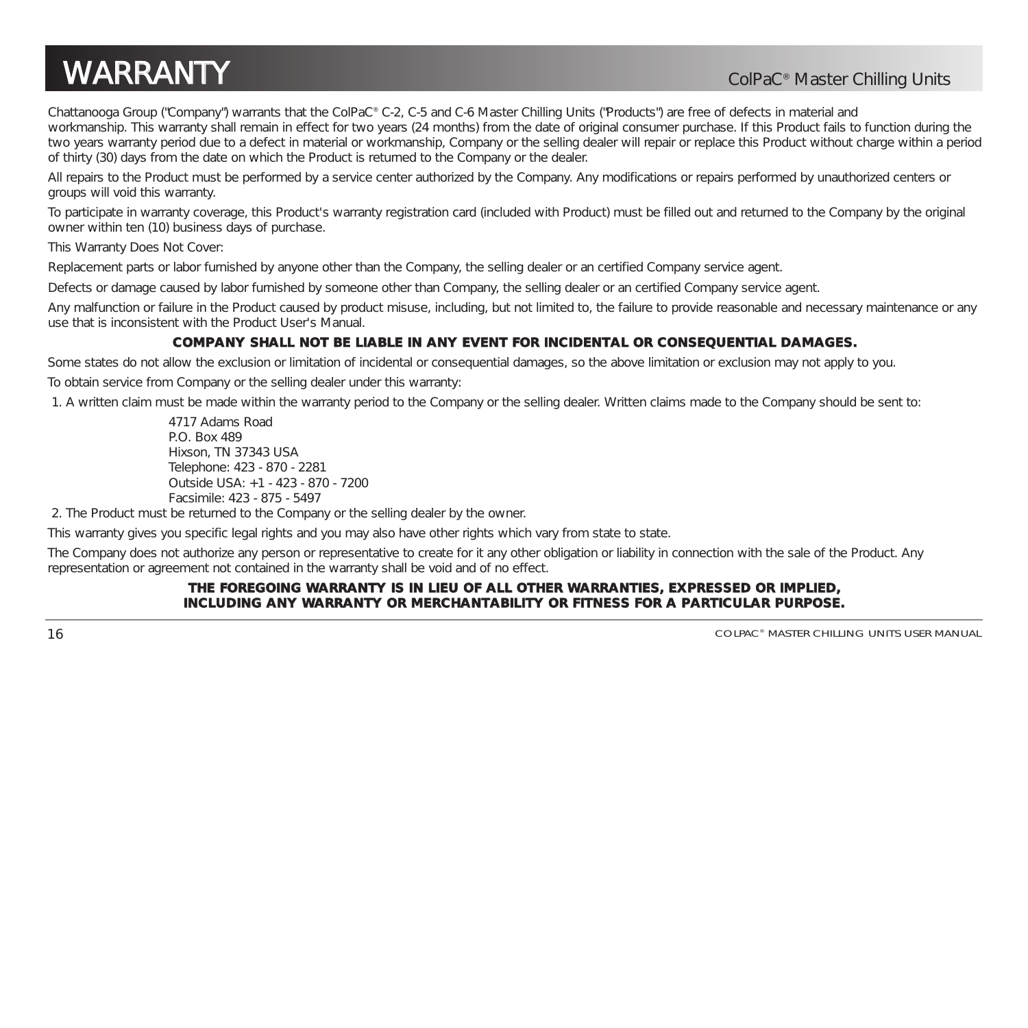# WARRANTY

Chattanooga Group ("Company") warrants that the ColPaC® C-2, C-5 and C-6 Master Chilling Units ("Products") are free of defects in material and workmanship. This warranty shall remain in effect for two years (24 months) from the date of original consumer purchase. If this Product fails to function during the two years warranty period due to a defect in material or workmanship, Company or the selling dealer will repair or replace this Product without charge within a period of thirty (30) days from the date on which the Product is returned to the Company or the dealer.

All repairs to the Product must be performed by a service center authorized by the Company. Any modifications or repairs performed by unauthorized centers or groups will void this warranty.

To participate in warranty coverage, this Product's warranty registration card (included with Product) must be filled out and returned to the Company by the original owner within ten (10) business days of purchase.

This Warranty Does Not Cover:

Replacement parts or labor furnished by anyone other than the Company, the selling dealer or an certified Company service agent.

Defects or damage caused by labor furnished by someone other than Company, the selling dealer or an certified Company service agent.

Any malfunction or failure in the Product caused by product misuse, including, but not limited to, the failure to provide reasonable and necessary maintenance or any use that is inconsistent with the Product User's Manual.

**COMPANY SHALL NOT BE LIABLE IN ANY EVENT FOR INCIDENTAL OR CONSEQUENTIAL DAMAGES.**

Some states do not allow the exclusion or limitation of incidental or consequential damages, so the above limitation or exclusion may not apply to you.

To obtain service from Company or the selling dealer under this warranty:

1. A written claim must be made within the warranty period to the Company or the selling dealer. Written claims made to the Company should be sent to:

   4717 Adams Road
   P.O. Box 489
   Hixson, TN 37343 USA
   Telephone: 423 - 870 - 2281
   Outside USA: +1 - 423 - 870 - 7200
   Facsimile: 423 - 875 - 5497

2. The Product must be returned to the Company or the selling dealer by the owner.

This warranty gives you specific legal rights and you may also have other rights which vary from state to state.

The Company does not authorize any person or representative to create for it any other obligation or liability in connection with the sale of the Product. Any representation or agreement not contained in the warranty shall be void and of no effect.

**THE FOREGOING WARRANTY IS IN LIEU OF ALL OTHER WARRANTIES, EXPRESSED OR IMPLIED, INCLUDING ANY WARRANTY OR MERCHANTABILITY OR FITNESS FOR A PARTICULAR PURPOSE.**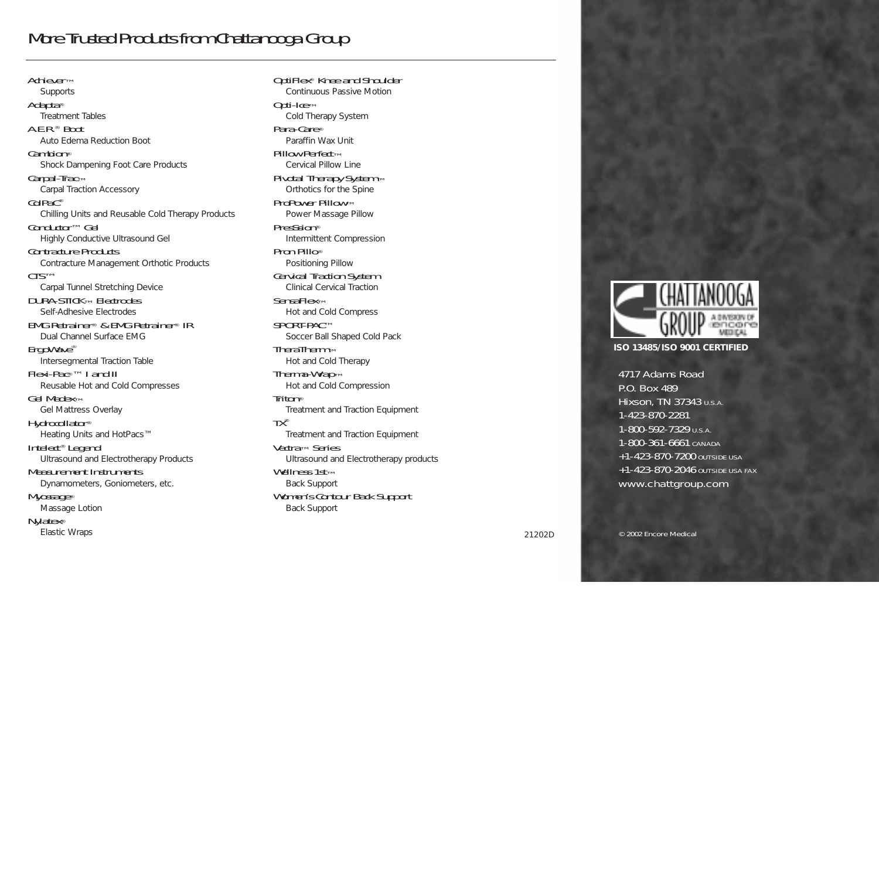# More Trusted Products from Chattanooga Group

**Achiever™**
Supports

**Adapta®**
Treatment Tables

**A.E.R.® Boot**
Auto Edema Reduction Boot

**Cambion®**
Shock Dampening Foot Care Products

**Carpal-Trac™**
Carpal Traction Accessory

**ColPaC®**
Chilling Units and Reusable Cold Therapy Products

**Conductor™ Gel**
Highly Conductive Ultrasound Gel

**Contracture Products**
Contracture Management Orthotic Products

**CTS™**
Carpal Tunnel Stretching Device

**DURA-STICK™ Electrodes**
Self-Adhesive Electrodes

**EMG Retrainer® & EMG Retrainer® IR**
Dual Channel Surface EMG

**ErgoWave®**
Intersegmental Traction Table

**Flexi-Pac® ™ I and II**
Reusable Hot and Cold Compresses

**Gel Medex™**
Gel Mattress Overlay

**Hydrocollator®**
Heating Units and HotPacs™

**Intelect® Legend**
Ultrasound and Electrotherapy Products

**Measurement Instruments**
Dynamometers, Goniometers, etc.

**Myossage®**
Massage Lotion

**Nylatex®**
Elastic Wraps

**OptiFlex® Knee and Shoulder**
Continuous Passive Motion

**Opti-Ice™**
Cold Therapy System

**Para-Care®**
Paraffin Wax Unit

**Pillow Perfect™**
Cervical Pillow Line

**Pivotal Therapy System™**
Orthotics for the Spine

**ProPower Pillow™**
Power Massage Pillow

**PresSsion®**
Intermittent Compression

**Pron Pillo®**
Positioning Pillow

**Cervical Traction System**
Clinical Cervical Traction

**SensaFlex™**
Hot and Cold Compress

**SPORT-PAC™**
Soccer Ball Shaped Cold Pack

**TheraTherm™**
Hot and Cold Therapy

**Therma-Wrap™**
Hot and Cold Compression

**Triton®**
Treatment and Traction Equipment

**TX®**
Treatment and Traction Equipment

**Vectra™ Series**
Ultrasound and Electrotherapy products

**Wellness 1st™**
Back Support

**Women's Contour Back Support**
Back Support

21202D

CHATTANOOGA GROUP
A DIVISION OF encore MEDICAL

**ISO 13485/ISO 9001 CERTIFIED**

4717 Adams Road
P.O. Box 489
Hixson, TN 37343 U.S.A.
1-423-870-2281
1-800-592-7329 U.S.A.
1-800-361-6661 CANADA
+1-423-870-7200 OUTSIDE USA
+1-423-870-2046 OUTSIDE USA FAX
www.chattgroup.com

© 2002 Encore Medical